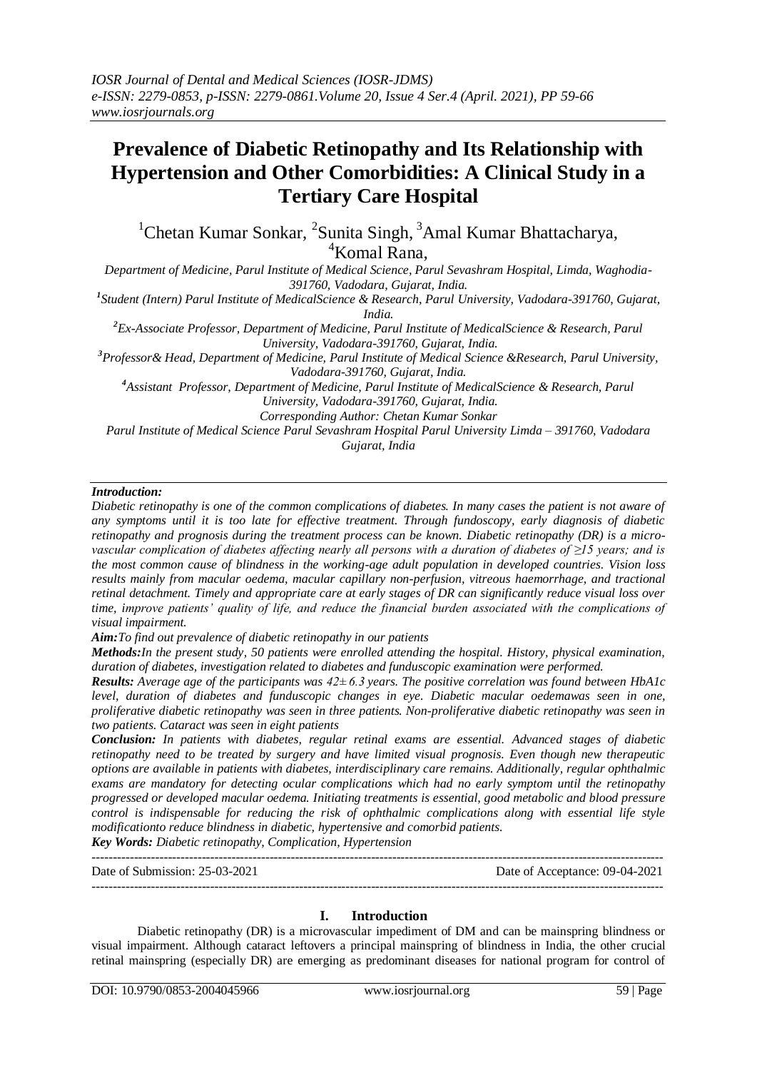# Prevalence of Diabetic Retinopathy and Its Relationship with Hypertension and Other Comorbidities: A Clinical Study in a Tertiary Care Hospital

[1]Chetan Kumar Sonkar, [2]Sunita Singh, [3]Amal Kumar Bhattacharya, [4]Komal Rana,

*Department of Medicine, Parul Institute of Medical Science, Parul Sevashram Hospital, Limda, Waghodia-391760, Vadodara, Gujarat, India.*

*[1]Student (Intern) Parul Institute of MedicalScience & Research, Parul University, Vadodara-391760, Gujarat, India.*

*[2]Ex-Associate Professor, Department of Medicine, Parul Institute of MedicalScience & Research, Parul University, Vadodara-391760, Gujarat, India.*

*[3]Professor& Head, Department of Medicine, Parul Institute of Medical Science &Research, Parul University, Vadodara-391760, Gujarat, India.*

*[4]Assistant Professor, Department of Medicine, Parul Institute of MedicalScience & Research, Parul University, Vadodara-391760, Gujarat, India.*

*Corresponding Author: Chetan Kumar Sonkar*

*Parul Institute of Medical Science Parul Sevashram Hospital Parul University Limda – 391760, Vadodara Gujarat, India*

---

***Introduction:***

*Diabetic retinopathy is one of the common complications of diabetes. In many cases the patient is not aware of any symptoms until it is too late for effective treatment. Through fundoscopy, early diagnosis of diabetic retinopathy and prognosis during the treatment process can be known. Diabetic retinopathy (DR) is a micro-vascular complication of diabetes affecting nearly all persons with a duration of diabetes of ≥15 years; and is the most common cause of blindness in the working-age adult population in developed countries. Vision loss results mainly from macular oedema, macular capillary non-perfusion, vitreous haemorrhage, and tractional retinal detachment. Timely and appropriate care at early stages of DR can significantly reduce visual loss over time, improve patients' quality of life, and reduce the financial burden associated with the complications of visual impairment.*

***Aim:****To find out prevalence of diabetic retinopathy in our patients*

***Methods:****In the present study, 50 patients were enrolled attending the hospital. History, physical examination, duration of diabetes, investigation related to diabetes and funduscopic examination were performed.*

***Results:*** *Average age of the participants was 42± 6.3 years. The positive correlation was found between HbA1c level, duration of diabetes and funduscopic changes in eye. Diabetic macular oedemawas seen in one, proliferative diabetic retinopathy was seen in three patients. Non-proliferative diabetic retinopathy was seen in two patients. Cataract was seen in eight patients*

***Conclusion:*** *In patients with diabetes, regular retinal exams are essential. Advanced stages of diabetic retinopathy need to be treated by surgery and have limited visual prognosis. Even though new therapeutic options are available in patients with diabetes, interdisciplinary care remains. Additionally, regular ophthalmic exams are mandatory for detecting ocular complications which had no early symptom until the retinopathy progressed or developed macular oedema. Initiating treatments is essential, good metabolic and blood pressure control is indispensable for reducing the risk of ophthalmic complications along with essential life style modificationto reduce blindness in diabetic, hypertensive and comorbid patients.*

***Key Words:*** *Diabetic retinopathy, Complication, Hypertension*

---

Date of Submission: 25-03-2021 | Date of Acceptance: 09-04-2021

---

## I. Introduction

Diabetic retinopathy (DR) is a microvascular impediment of DM and can be mainspring blindness or visual impairment. Although cataract leftovers a principal mainspring of blindness in India, the other crucial retinal mainspring (especially DR) are emerging as predominant diseases for national program for control of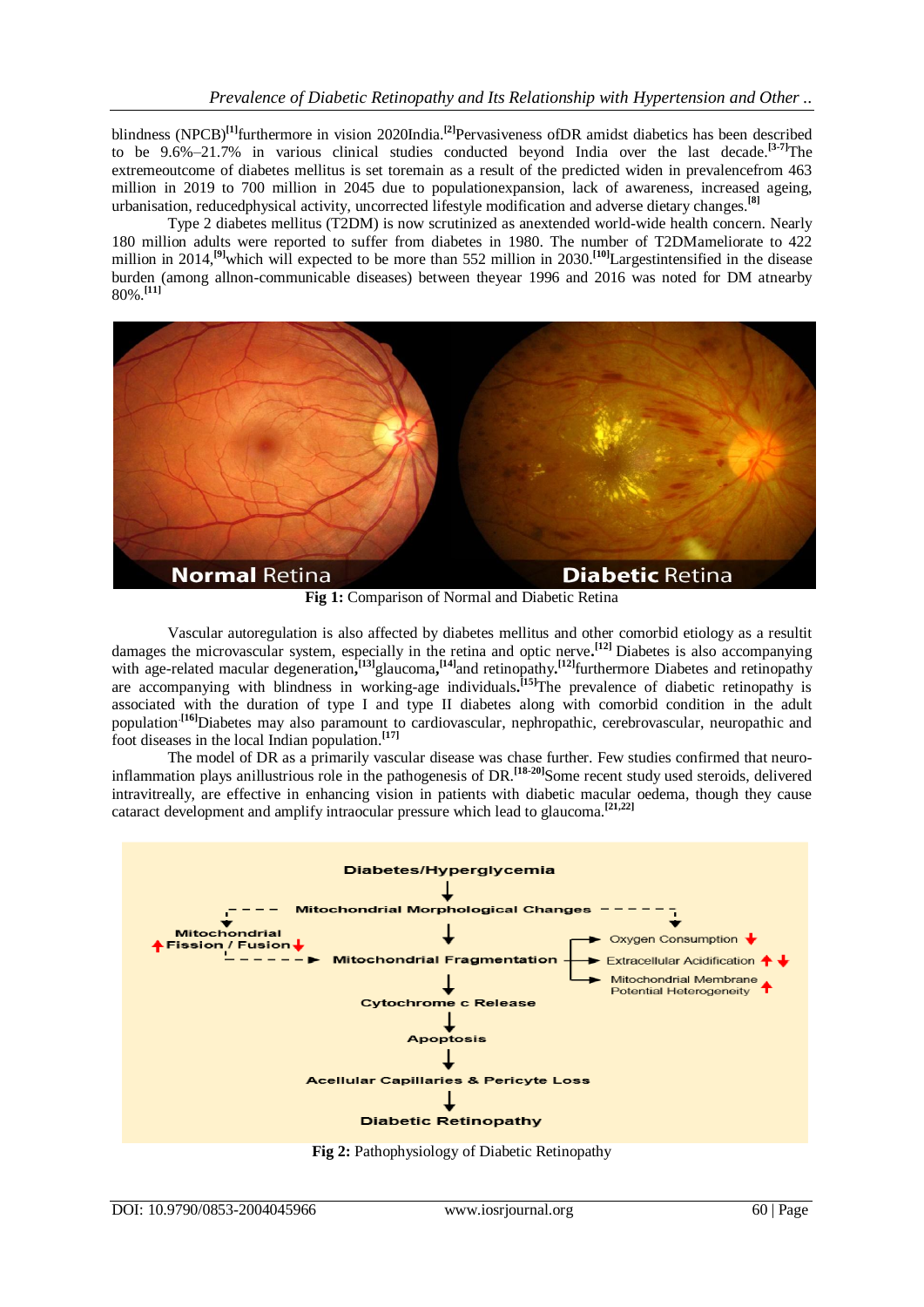blindness (NPCB)[1]furthermore in vision 2020India.[2]Pervasiveness ofDR amidst diabetics has been described to be 9.6%–21.7% in various clinical studies conducted beyond India over the last decade.[3-7]The extremeoutcome of diabetes mellitus is set toremain as a result of the predicted widen in prevalencefrom 463 million in 2019 to 700 million in 2045 due to populationexpansion, lack of awareness, increased ageing, urbanisation, reducedphysical activity, uncorrected lifestyle modification and adverse dietary changes.[8]

Type 2 diabetes mellitus (T2DM) is now scrutinized as anextended world-wide health concern. Nearly 180 million adults were reported to suffer from diabetes in 1980. The number of T2DMameliorate to 422 million in 2014,[9]which will expected to be more than 552 million in 2030.[10]Largestintensified in the disease burden (among allnon-communicable diseases) between theyear 1996 and 2016 was noted for DM atnearby 80%.[11]

Fig 1: Comparison of Normal and Diabetic Retina

Vascular autoregulation is also affected by diabetes mellitus and other comorbid etiology as a resultit damages the microvascular system, especially in the retina and optic nerve.[12] Diabetes is also accompanying with age-related macular degeneration,[13]glaucoma,[14]and retinopathy.[12]furthermore Diabetes and retinopathy are accompanying with blindness in working-age individuals.[15]The prevalence of diabetic retinopathy is associated with the duration of type I and type II diabetes along with comorbid condition in the adult population[16]Diabetes may also paramount to cardiovascular, nephropathic, cerebrovascular, neuropathic and foot diseases in the local Indian population.[17]

The model of DR as a primarily vascular disease was chase further. Few studies confirmed that neuro-inflammation plays anillustrious role in the pathogenesis of DR.[18-20]Some recent study used steroids, delivered intravitreally, are effective in enhancing vision in patients with diabetic macular oedema, though they cause cataract development and amplify intraocular pressure which lead to glaucoma.[21,22]

Fig 2: Pathophysiology of Diabetic Retinopathy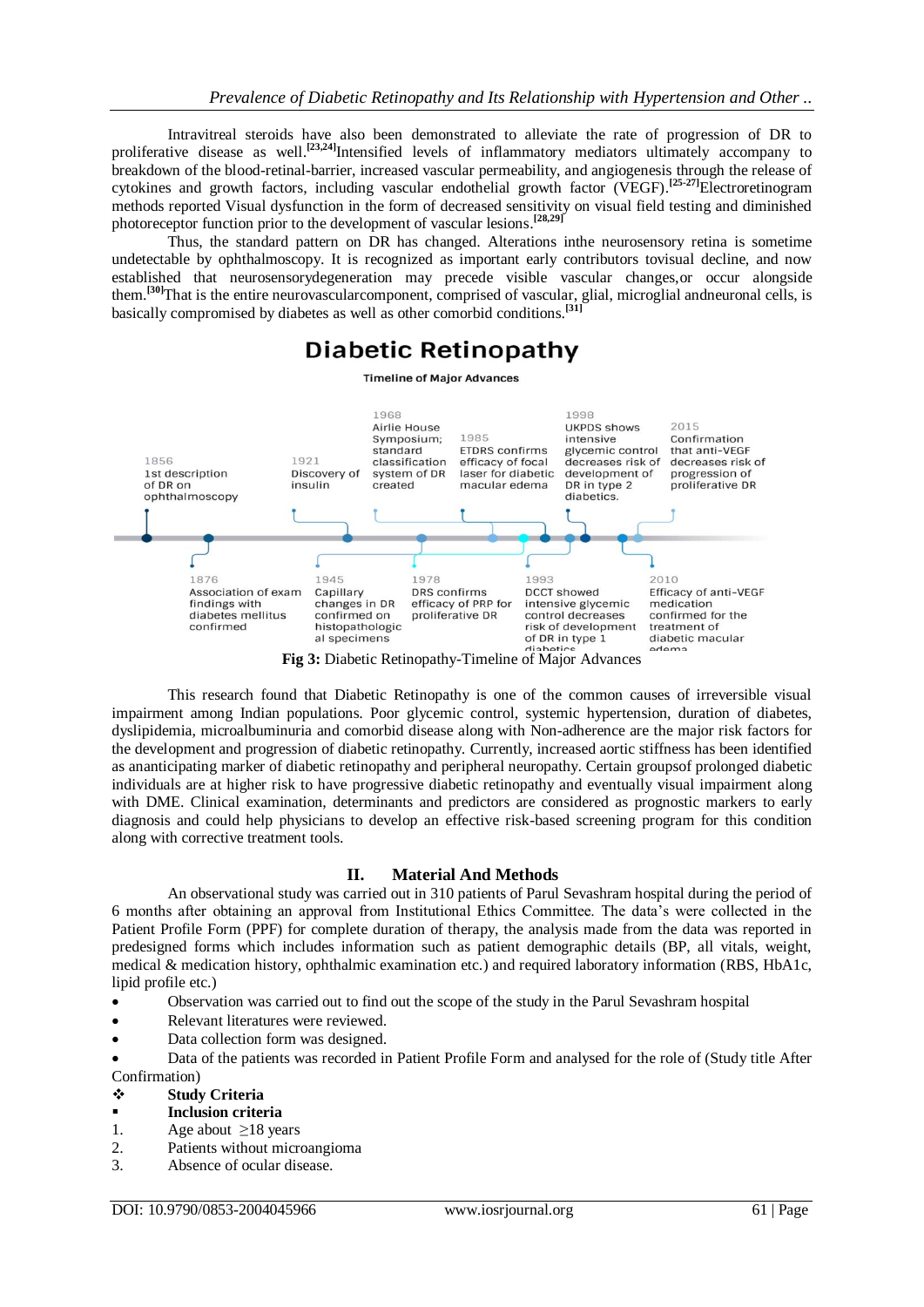Intravitreal steroids have also been demonstrated to alleviate the rate of progression of DR to proliferative disease as well.[23,24] Intensified levels of inflammatory mediators ultimately accompany to breakdown of the blood-retinal-barrier, increased vascular permeability, and angiogenesis through the release of cytokines and growth factors, including vascular endothelial growth factor (VEGF).[25-27] Electroretinogram methods reported Visual dysfunction in the form of decreased sensitivity on visual field testing and diminished photoreceptor function prior to the development of vascular lesions.[28,29]

Thus, the standard pattern on DR has changed. Alterations inthe neurosensory retina is sometime undetectable by ophthalmoscopy. It is recognized as important early contributors tovisual decline, and now established that neurosensorydegeneration may precede visible vascular changes,or occur alongside them.[30] That is the entire neurovascularcomponent, comprised of vascular, glial, microglial andneuronal cells, is basically compromised by diabetes as well as other comorbid conditions.[31]

**Fig 3:** Diabetic Retinopathy-Timeline of Major Advances

This research found that Diabetic Retinopathy is one of the common causes of irreversible visual impairment among Indian populations. Poor glycemic control, systemic hypertension, duration of diabetes, dyslipidemia, microalbuminuria and comorbid disease along with Non-adherence are the major risk factors for the development and progression of diabetic retinopathy. Currently, increased aortic stiffness has been identified as ananticipating marker of diabetic retinopathy and peripheral neuropathy. Certain groupsof prolonged diabetic individuals are at higher risk to have progressive diabetic retinopathy and eventually visual impairment along with DME. Clinical examination, determinants and predictors are considered as prognostic markers to early diagnosis and could help physicians to develop an effective risk-based screening program for this condition along with corrective treatment tools.

## II. Material And Methods

An observational study was carried out in 310 patients of Parul Sevashram hospital during the period of 6 months after obtaining an approval from Institutional Ethics Committee. The data's were collected in the Patient Profile Form (PPF) for complete duration of therapy, the analysis made from the data was reported in predesigned forms which includes information such as patient demographic details (BP, all vitals, weight, medical & medication history, ophthalmic examination etc.) and required laboratory information (RBS, HbA1c, lipid profile etc.)

- Observation was carried out to find out the scope of the study in the Parul Sevashram hospital
- Relevant literatures were reviewed.
- Data collection form was designed.
- Data of the patients was recorded in Patient Profile Form and analysed for the role of (Study title After Confirmation)

❖ **Study Criteria**

▪ **Inclusion criteria**

1. Age about ≥18 years
2. Patients without microangioma
3. Absence of ocular disease.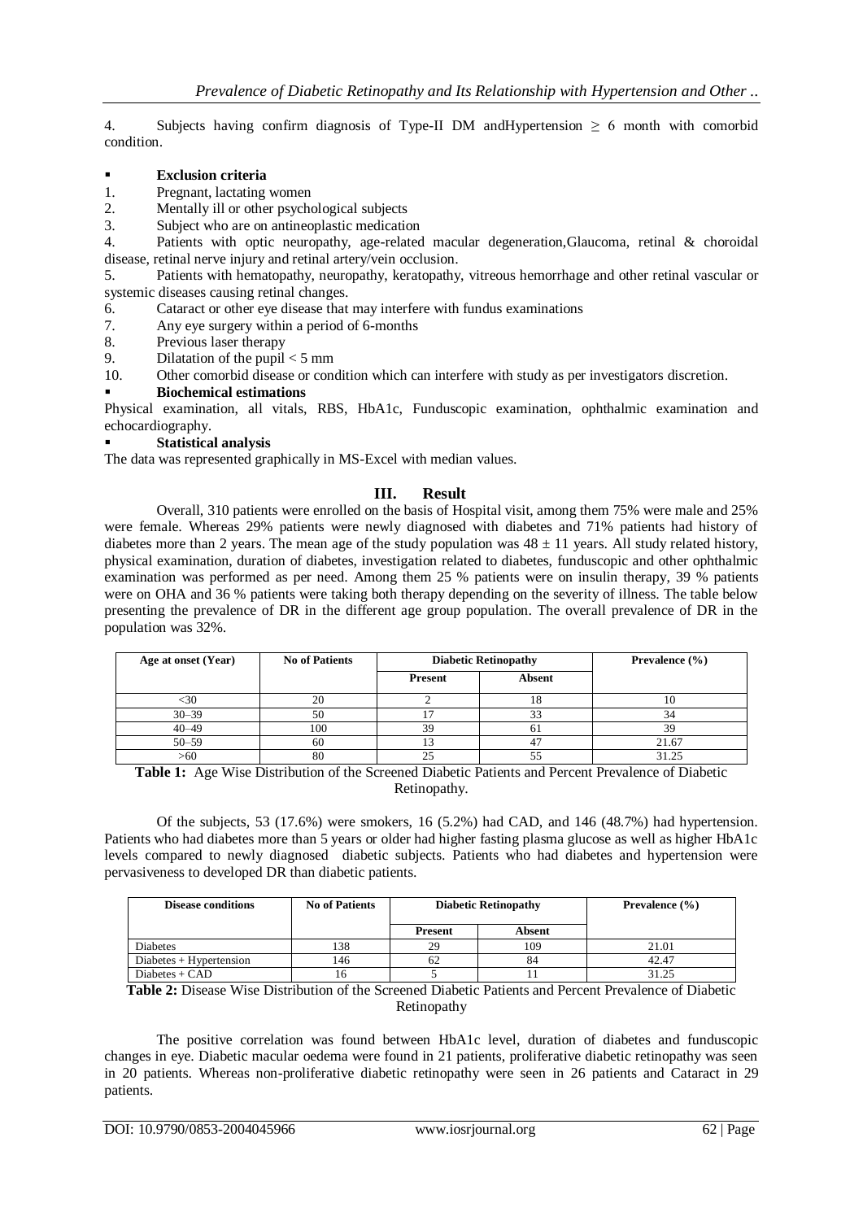4. Subjects having confirm diagnosis of Type-II DM andHypertension ≥ 6 month with comorbid condition.

- **Exclusion criteria**

1. Pregnant, lactating women
2. Mentally ill or other psychological subjects
3. Subject who are on antineoplastic medication
4. Patients with optic neuropathy, age-related macular degeneration,Glaucoma, retinal & choroidal disease, retinal nerve injury and retinal artery/vein occlusion.
5. Patients with hematopathy, neuropathy, keratopathy, vitreous hemorrhage and other retinal vascular or systemic diseases causing retinal changes.
6. Cataract or other eye disease that may interfere with fundus examinations
7. Any eye surgery within a period of 6-months
8. Previous laser therapy
9. Dilatation of the pupil < 5 mm
10. Other comorbid disease or condition which can interfere with study as per investigators discretion.

- **Biochemical estimations**

Physical examination, all vitals, RBS, HbA1c, Funduscopic examination, ophthalmic examination and echocardiography.

- **Statistical analysis**

The data was represented graphically in MS-Excel with median values.

## III. Result

Overall, 310 patients were enrolled on the basis of Hospital visit, among them 75% were male and 25% were female. Whereas 29% patients were newly diagnosed with diabetes and 71% patients had history of diabetes more than 2 years. The mean age of the study population was 48 ± 11 years. All study related history, physical examination, duration of diabetes, investigation related to diabetes, funduscopic and other ophthalmic examination was performed as per need. Among them 25 % patients were on insulin therapy, 39 % patients were on OHA and 36 % patients were taking both therapy depending on the severity of illness. The table below presenting the prevalence of DR in the different age group population. The overall prevalence of DR in the population was 32%.

| Age at onset (Year) | No of Patients | Diabetic Retinopathy | | Prevalence (%) |
|---|---|---|---|---|
| | | Present | Absent | |
| <30 | 20 | 2 | 18 | 10 |
| 30–39 | 50 | 17 | 33 | 34 |
| 40–49 | 100 | 39 | 61 | 39 |
| 50–59 | 60 | 13 | 47 | 21.67 |
| >60 | 80 | 25 | 55 | 31.25 |

**Table 1:** Age Wise Distribution of the Screened Diabetic Patients and Percent Prevalence of Diabetic Retinopathy.

Of the subjects, 53 (17.6%) were smokers, 16 (5.2%) had CAD, and 146 (48.7%) had hypertension. Patients who had diabetes more than 5 years or older had higher fasting plasma glucose as well as higher HbA1c levels compared to newly diagnosed diabetic subjects. Patients who had diabetes and hypertension were pervasiveness to developed DR than diabetic patients.

| Disease conditions | No of Patients | Diabetic Retinopathy | | Prevalence (%) |
|---|---|---|---|---|
| | | Present | Absent | |
| Diabetes | 138 | 29 | 109 | 21.01 |
| Diabetes + Hypertension | 146 | 62 | 84 | 42.47 |
| Diabetes + CAD | 16 | 5 | 11 | 31.25 |

**Table 2:** Disease Wise Distribution of the Screened Diabetic Patients and Percent Prevalence of Diabetic Retinopathy

The positive correlation was found between HbA1c level, duration of diabetes and funduscopic changes in eye. Diabetic macular oedema were found in 21 patients, proliferative diabetic retinopathy was seen in 20 patients. Whereas non-proliferative diabetic retinopathy were seen in 26 patients and Cataract in 29 patients.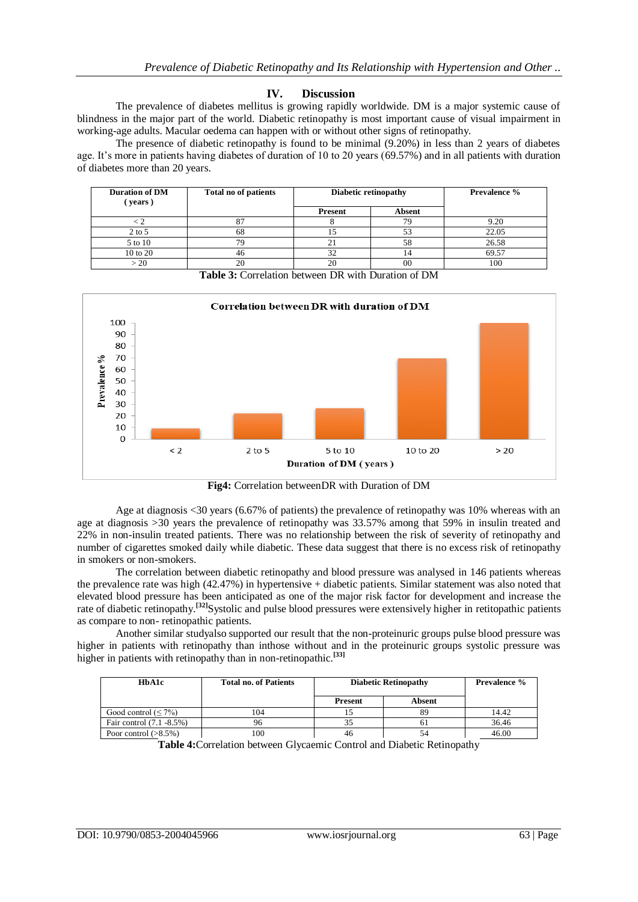## IV. Discussion

The prevalence of diabetes mellitus is growing rapidly worldwide. DM is a major systemic cause of blindness in the major part of the world. Diabetic retinopathy is most important cause of visual impairment in working-age adults. Macular oedema can happen with or without other signs of retinopathy.

The presence of diabetic retinopathy is found to be minimal (9.20%) in less than 2 years of diabetes age. It's more in patients having diabetes of duration of 10 to 20 years (69.57%) and in all patients with duration of diabetes more than 20 years.

| Duration of DM ( years ) | Total no of patients | Diabetic retinopathy | | Prevalence % |
|---|---|---|---|---|
| | | Present | Absent | |
| < 2 | 87 | 8 | 79 | 9.20 |
| 2 to 5 | 68 | 15 | 53 | 22.05 |
| 5 to 10 | 79 | 21 | 58 | 26.58 |
| 10 to 20 | 46 | 32 | 14 | 69.57 |
| > 20 | 20 | 20 | 00 | 100 |

**Table 3:** Correlation between DR with Duration of DM

**Fig4:** Correlation betweenDR with Duration of DM

Age at diagnosis <30 years (6.67% of patients) the prevalence of retinopathy was 10% whereas with an age at diagnosis >30 years the prevalence of retinopathy was 33.57% among that 59% in insulin treated and 22% in non-insulin treated patients. There was no relationship between the risk of severity of retinopathy and number of cigarettes smoked daily while diabetic. These data suggest that there is no excess risk of retinopathy in smokers or non-smokers.

The correlation between diabetic retinopathy and blood pressure was analysed in 146 patients whereas the prevalence rate was high (42.47%) in hypertensive + diabetic patients. Similar statement was also noted that elevated blood pressure has been anticipated as one of the major risk factor for development and increase the rate of diabetic retinopathy.[32]Systolic and pulse blood pressures were extensively higher in retitopathic patients as compare to non- retinopathic patients.

Another similar studyalso supported our result that the non-proteinuric groups pulse blood pressure was higher in patients with retinopathy than inthose without and in the proteinuric groups systolic pressure was higher in patients with retinopathy than in non-retinopathic.[33]

| HbA1c | Total no. of Patients | Diabetic Retinopathy | | Prevalence % |
|---|---|---|---|---|
| | | Present | Absent | |
| Good control (≤ 7%) | 104 | 15 | 89 | 14.42 |
| Fair control (7.1 -8.5%) | 96 | 35 | 61 | 36.46 |
| Poor control (>8.5%) | 100 | 46 | 54 | 46.00 |

**Table 4:**Correlation between Glycaemic Control and Diabetic Retinopathy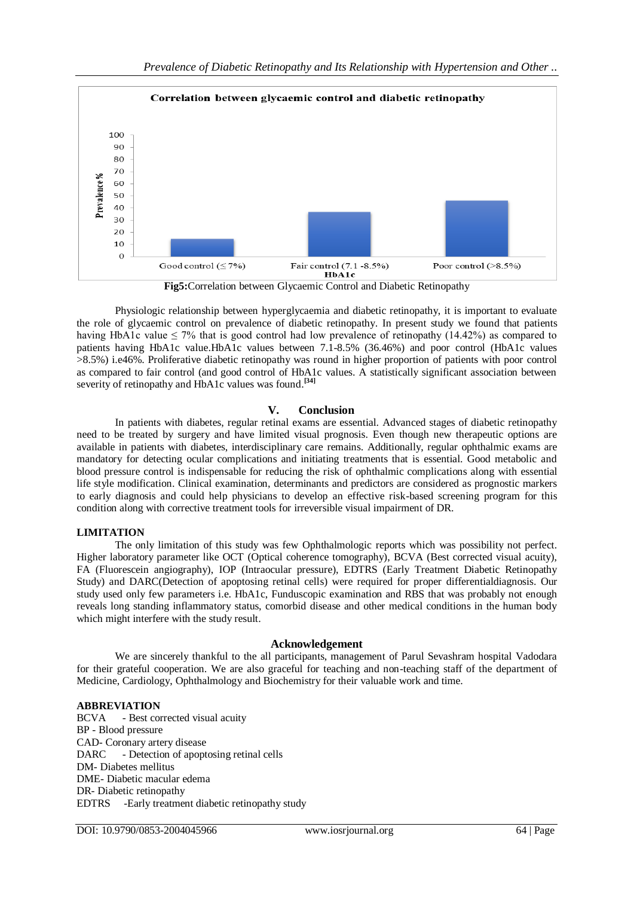Correlation between glycaemic control and diabetic retinopathy

**Fig5:**Correlation between Glycaemic Control and Diabetic Retinopathy

Physiologic relationship between hyperglycaemia and diabetic retinopathy, it is important to evaluate the role of glycaemic control on prevalence of diabetic retinopathy. In present study we found that patients having HbA1c value ≤ 7% that is good control had low prevalence of retinopathy (14.42%) as compared to patients having HbA1c value.HbA1c values between 7.1-8.5% (36.46%) and poor control (HbA1c values >8.5%) i.e46%. Proliferative diabetic retinopathy was round in higher proportion of patients with poor control as compared to fair control (and good control of HbA1c values. A statistically significant association between severity of retinopathy and HbA1c values was found.[34]

## V. Conclusion

In patients with diabetes, regular retinal exams are essential. Advanced stages of diabetic retinopathy need to be treated by surgery and have limited visual prognosis. Even though new therapeutic options are available in patients with diabetes, interdisciplinary care remains. Additionally, regular ophthalmic exams are mandatory for detecting ocular complications and initiating treatments that is essential. Good metabolic and blood pressure control is indispensable for reducing the risk of ophthalmic complications along with essential life style modification. Clinical examination, determinants and predictors are considered as prognostic markers to early diagnosis and could help physicians to develop an effective risk-based screening program for this condition along with corrective treatment tools for irreversible visual impairment of DR.

### LIMITATION

The only limitation of this study was few Ophthalmologic reports which was possibility not perfect. Higher laboratory parameter like OCT (Optical coherence tomography), BCVA (Best corrected visual acuity), FA (Fluorescein angiography), IOP (Intraocular pressure), EDTRS (Early Treatment Diabetic Retinopathy Study) and DARC(Detection of apoptosing retinal cells) were required for proper differentialdiagnosis. Our study used only few parameters i.e. HbA1c, Funduscopic examination and RBS that was probably not enough reveals long standing inflammatory status, comorbid disease and other medical conditions in the human body which might interfere with the study result.

### Acknowledgement

We are sincerely thankful to the all participants, management of Parul Sevashram hospital Vadodara for their grateful cooperation. We are also graceful for teaching and non-teaching staff of the department of Medicine, Cardiology, Ophthalmology and Biochemistry for their valuable work and time.

### ABBREVIATION

BCVA - Best corrected visual acuity
BP - Blood pressure
CAD- Coronary artery disease
DARC - Detection of apoptosing retinal cells
DM- Diabetes mellitus
DME- Diabetic macular edema
DR- Diabetic retinopathy
EDTRS -Early treatment diabetic retinopathy study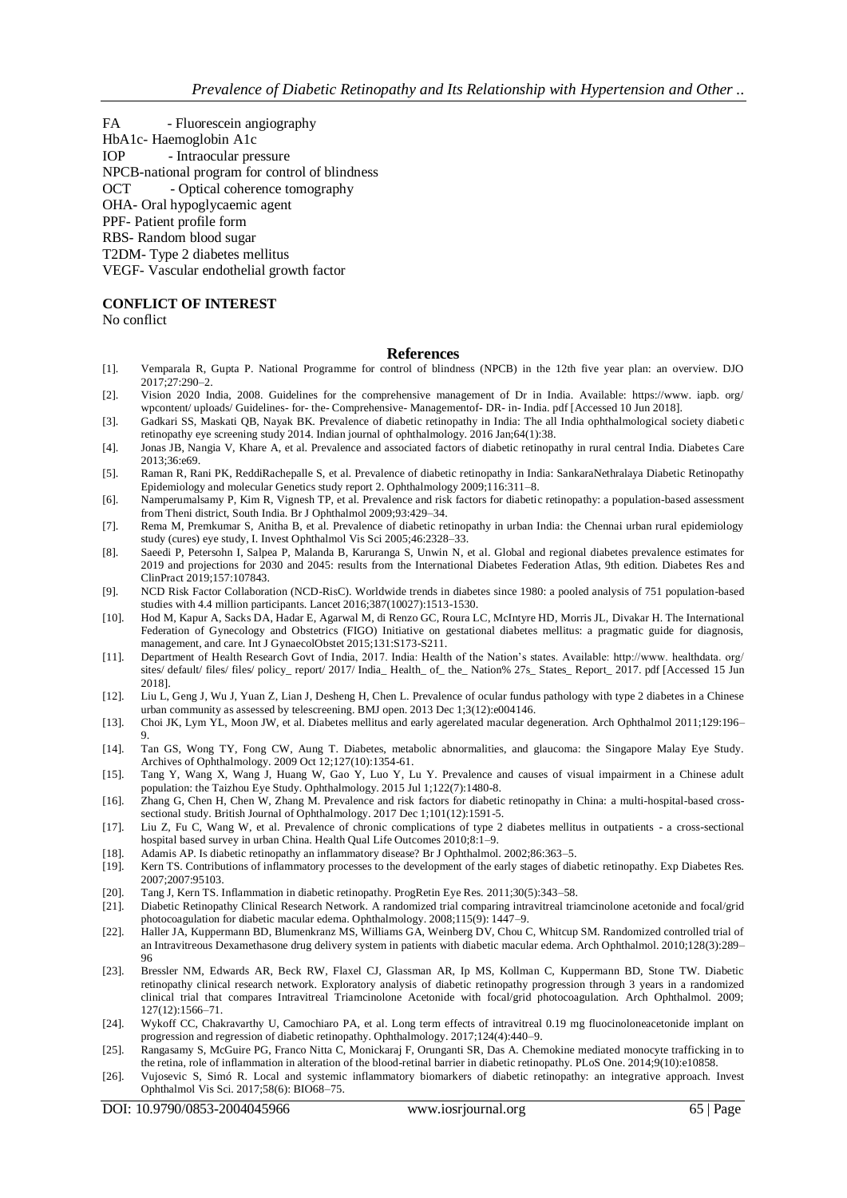FA - Fluorescein angiography
HbA1c- Haemoglobin A1c
IOP - Intraocular pressure
NPCB-national program for control of blindness
OCT - Optical coherence tomography
OHA- Oral hypoglycaemic agent
PPF- Patient profile form
RBS- Random blood sugar
T2DM- Type 2 diabetes mellitus
VEGF- Vascular endothelial growth factor

**CONFLICT OF INTEREST**

No conflict

## References

[1]. Vemparala R, Gupta P. National Programme for control of blindness (NPCB) in the 12th five year plan: an overview. DJO 2017;27:290–2.

[2]. Vision 2020 India, 2008. Guidelines for the comprehensive management of Dr in India. Available: https://www. iapb. org/ wpcontent/ uploads/ Guidelines- for- the- Comprehensive- Managementof- DR- in- India. pdf [Accessed 10 Jun 2018].

[3]. Gadkari SS, Maskati QB, Nayak BK. Prevalence of diabetic retinopathy in India: The all India ophthalmological society diabetic retinopathy eye screening study 2014. Indian journal of ophthalmology. 2016 Jan;64(1):38.

[4]. Jonas JB, Nangia V, Khare A, et al. Prevalence and associated factors of diabetic retinopathy in rural central India. Diabetes Care 2013;36:e69.

[5]. Raman R, Rani PK, ReddiRachepalle S, et al. Prevalence of diabetic retinopathy in India: SankaraNethralaya Diabetic Retinopathy Epidemiology and molecular Genetics study report 2. Ophthalmology 2009;116:311–8.

[6]. Namperumalsamy P, Kim R, Vignesh TP, et al. Prevalence and risk factors for diabetic retinopathy: a population-based assessment from Theni district, South India. Br J Ophthalmol 2009;93:429–34.

[7]. Rema M, Premkumar S, Anitha B, et al. Prevalence of diabetic retinopathy in urban India: the Chennai urban rural epidemiology study (cures) eye study, I. Invest Ophthalmol Vis Sci 2005;46:2328–33.

[8]. Saeedi P, Petersohn I, Salpea P, Malanda B, Karuranga S, Unwin N, et al. Global and regional diabetes prevalence estimates for 2019 and projections for 2030 and 2045: results from the International Diabetes Federation Atlas, 9th edition. Diabetes Res and ClinPract 2019;157:107843.

[9]. NCD Risk Factor Collaboration (NCD-RisC). Worldwide trends in diabetes since 1980: a pooled analysis of 751 population-based studies with 4.4 million participants. Lancet 2016;387(10027):1513-1530.

[10]. Hod M, Kapur A, Sacks DA, Hadar E, Agarwal M, di Renzo GC, Roura LC, McIntyre HD, Morris JL, Divakar H. The International Federation of Gynecology and Obstetrics (FIGO) Initiative on gestational diabetes mellitus: a pragmatic guide for diagnosis, management, and care. Int J GynaecolObstet 2015;131:S173-S211.

[11]. Department of Health Research Govt of India, 2017. India: Health of the Nation's states. Available: http://www. healthdata. org/ sites/ default/ files/ files/ policy_ report/ 2017/ India_ Health_ of_ the_ Nation% 27s_ States_ Report_ 2017. pdf [Accessed 15 Jun 2018].

[12]. Liu L, Geng J, Wu J, Yuan Z, Lian J, Desheng H, Chen L. Prevalence of ocular fundus pathology with type 2 diabetes in a Chinese urban community as assessed by telescreening. BMJ open. 2013 Dec 1;3(12):e004146.

[13]. Choi JK, Lym YL, Moon JW, et al. Diabetes mellitus and early agerelated macular degeneration. Arch Ophthalmol 2011;129:196–9.

[14]. Tan GS, Wong TY, Fong CW, Aung T. Diabetes, metabolic abnormalities, and glaucoma: the Singapore Malay Eye Study. Archives of Ophthalmology. 2009 Oct 12;127(10):1354-61.

[15]. Tang Y, Wang X, Wang J, Huang W, Gao Y, Luo Y, Lu Y. Prevalence and causes of visual impairment in a Chinese adult population: the Taizhou Eye Study. Ophthalmology. 2015 Jul 1;122(7):1480-8.

[16]. Zhang G, Chen H, Chen W, Zhang M. Prevalence and risk factors for diabetic retinopathy in China: a multi-hospital-based cross-sectional study. British Journal of Ophthalmology. 2017 Dec 1;101(12):1591-5.

[17]. Liu Z, Fu C, Wang W, et al. Prevalence of chronic complications of type 2 diabetes mellitus in outpatients - a cross-sectional hospital based survey in urban China. Health Qual Life Outcomes 2010;8:1–9.

[18]. Adamis AP. Is diabetic retinopathy an inflammatory disease? Br J Ophthalmol. 2002;86:363–5.

[19]. Kern TS. Contributions of inflammatory processes to the development of the early stages of diabetic retinopathy. Exp Diabetes Res. 2007;2007:95103.

[20]. Tang J, Kern TS. Inflammation in diabetic retinopathy. ProgRetin Eye Res. 2011;30(5):343–58.

[21]. Diabetic Retinopathy Clinical Research Network. A randomized trial comparing intravitreal triamcinolone acetonide and focal/grid photocoagulation for diabetic macular edema. Ophthalmology. 2008;115(9): 1447–9.

[22]. Haller JA, Kuppermann BD, Blumenkranz MS, Williams GA, Weinberg DV, Chou C, Whitcup SM. Randomized controlled trial of an Intravitreous Dexamethasone drug delivery system in patients with diabetic macular edema. Arch Ophthalmol. 2010;128(3):289–96

[23]. Bressler NM, Edwards AR, Beck RW, Flaxel CJ, Glassman AR, Ip MS, Kollman C, Kuppermann BD, Stone TW. Diabetic retinopathy clinical research network. Exploratory analysis of diabetic retinopathy progression through 3 years in a randomized clinical trial that compares Intravitreal Triamcinolone Acetonide with focal/grid photocoagulation. Arch Ophthalmol. 2009; 127(12):1566–71.

[24]. Wykoff CC, Chakravarthy U, Camochiaro PA, et al. Long term effects of intravitreal 0.19 mg fluocinoloneacetonide implant on progression and regression of diabetic retinopathy. Ophthalmology. 2017;124(4):440–9.

[25]. Rangasamy S, McGuire PG, Franco Nitta C, Monickaraj F, Orunganti SR, Das A. Chemokine mediated monocyte trafficking in to the retina, role of inflammation in alteration of the blood-retinal barrier in diabetic retinopathy. PLoS One. 2014;9(10):e10858.

[26]. Vujosevic S, Simó R. Local and systemic inflammatory biomarkers of diabetic retinopathy: an integrative approach. Invest Ophthalmol Vis Sci. 2017;58(6): BIO68–75.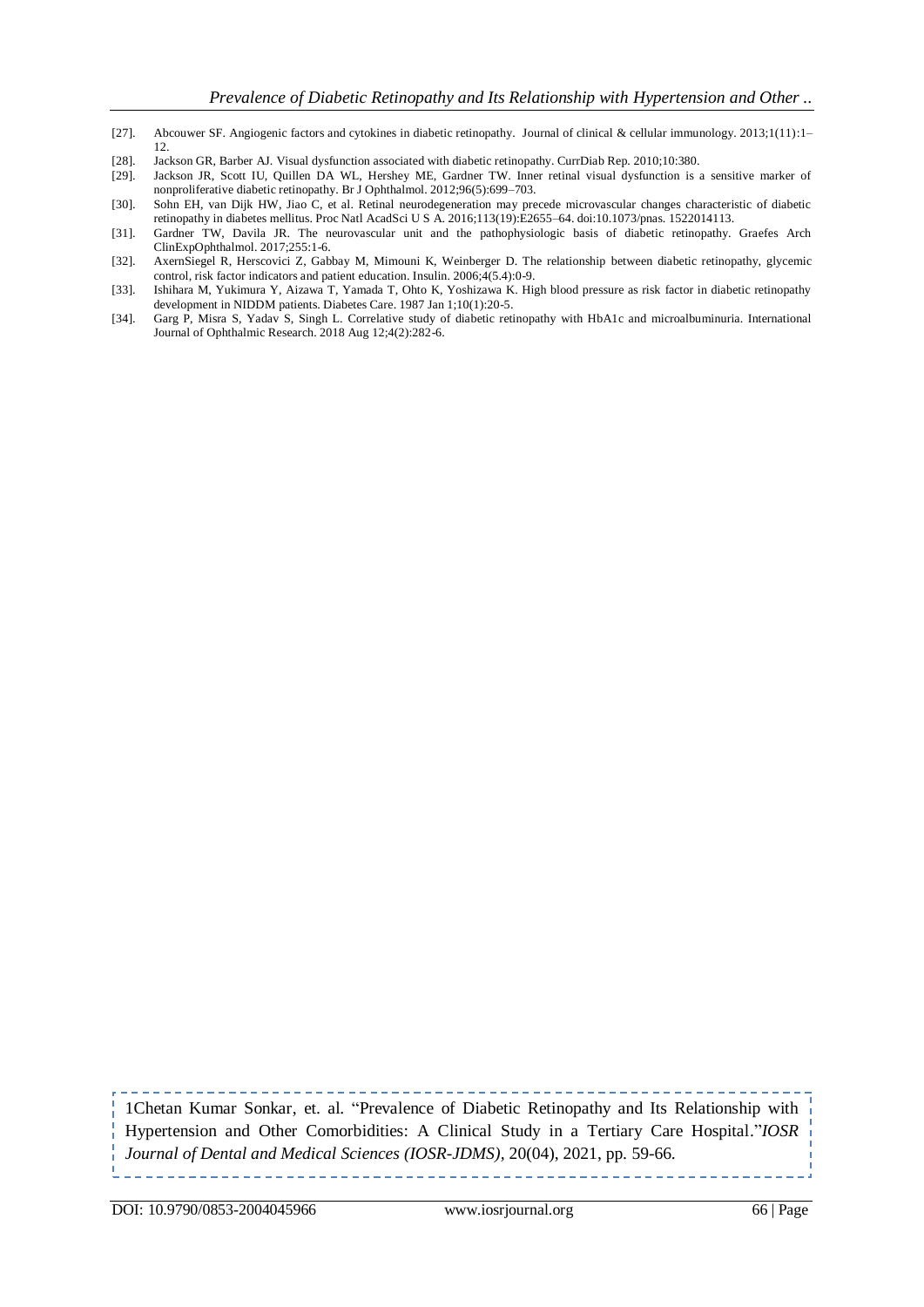[27]. Abcouwer SF. Angiogenic factors and cytokines in diabetic retinopathy. Journal of clinical & cellular immunology. 2013;1(11):1–12.

[28]. Jackson GR, Barber AJ. Visual dysfunction associated with diabetic retinopathy. CurrDiab Rep. 2010;10:380.

[29]. Jackson JR, Scott IU, Quillen DA WL, Hershey ME, Gardner TW. Inner retinal visual dysfunction is a sensitive marker of nonproliferative diabetic retinopathy. Br J Ophthalmol. 2012;96(5):699–703.

[30]. Sohn EH, van Dijk HW, Jiao C, et al. Retinal neurodegeneration may precede microvascular changes characteristic of diabetic retinopathy in diabetes mellitus. Proc Natl AcadSci U S A. 2016;113(19):E2655–64. doi:10.1073/pnas. 1522014113.

[31]. Gardner TW, Davila JR. The neurovascular unit and the pathophysiologic basis of diabetic retinopathy. Graefes Arch ClinExpOphthalmol. 2017;255:1-6.

[32]. AxernSiegel R, Herscovici Z, Gabbay M, Mimouni K, Weinberger D. The relationship between diabetic retinopathy, glycemic control, risk factor indicators and patient education. Insulin. 2006;4(5.4):0-9.

[33]. Ishihara M, Yukimura Y, Aizawa T, Yamada T, Ohto K, Yoshizawa K. High blood pressure as risk factor in diabetic retinopathy development in NIDDM patients. Diabetes Care. 1987 Jan 1;10(1):20-5.

[34]. Garg P, Misra S, Yadav S, Singh L. Correlative study of diabetic retinopathy with HbA1c and microalbuminuria. International Journal of Ophthalmic Research. 2018 Aug 12;4(2):282-6.

1Chetan Kumar Sonkar, et. al. "Prevalence of Diabetic Retinopathy and Its Relationship with Hypertension and Other Comorbidities: A Clinical Study in a Tertiary Care Hospital."*IOSR Journal of Dental and Medical Sciences (IOSR-JDMS)*, 20(04), 2021, pp. 59-66.